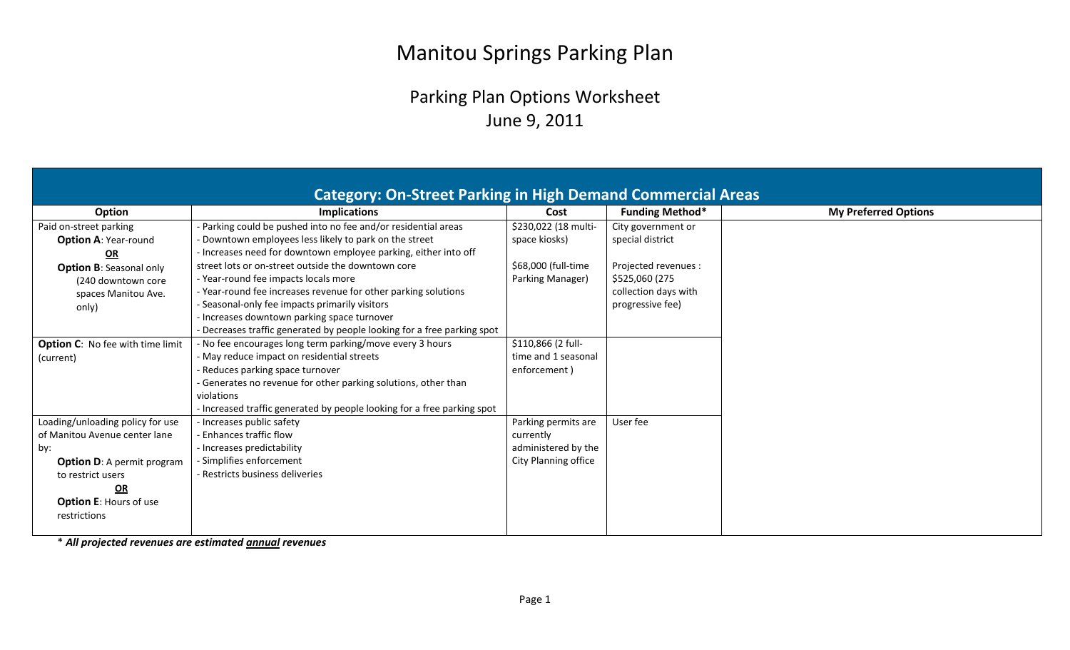# Manitou Springs Parking Plan

## Parking Plan Options Worksheet

June 9, 2011

### Category: On-Street Parking in High Demand Commercial Areas

| Option | Implications | Cost | Funding Method* | My Preferred Options |
| --- | --- | --- | --- | --- |
| Paid on-street parking<br>**Option A**: Year-round<br>**OR**<br>**Option B**: Seasonal only<br>(240 downtown core spaces Manitou Ave. only) | - Parking could be pushed into no fee and/or residential areas<br>- Downtown employees less likely to park on the street<br>- Increases need for downtown employee parking, either into off street lots or on-street outside the downtown core<br>- Year-round fee impacts locals more<br>- Year-round fee increases revenue for other parking solutions<br>- Seasonal-only fee impacts primarily visitors<br>- Increases downtown parking space turnover<br>- Decreases traffic generated by people looking for a free parking spot | $230,022 (18 multi-space kiosks)<br><br>$68,000 (full-time Parking Manager) | City government or special district<br><br>Projected revenues : $525,060 (275 collection days with progressive fee) | |
| **Option C**: No fee with time limit (current) | - No fee encourages long term parking/move every 3 hours<br>- May reduce impact on residential streets<br>- Reduces parking space turnover<br>- Generates no revenue for other parking solutions, other than violations<br>- Increased traffic generated by people looking for a free parking spot | $110,866 (2 full-time and 1 seasonal enforcement ) | | |
| Loading/unloading policy for use of Manitou Avenue center lane by:<br>**Option D**: A permit program to restrict users<br>**OR**<br>**Option E**: Hours of use restrictions | - Increases public safety<br>- Enhances traffic flow<br>- Increases predictability<br>- Simplifies enforcement<br>- Restricts business deliveries | Parking permits are currently administered by the City Planning office | User fee | |

\* ***All projected revenues are estimated annual revenues***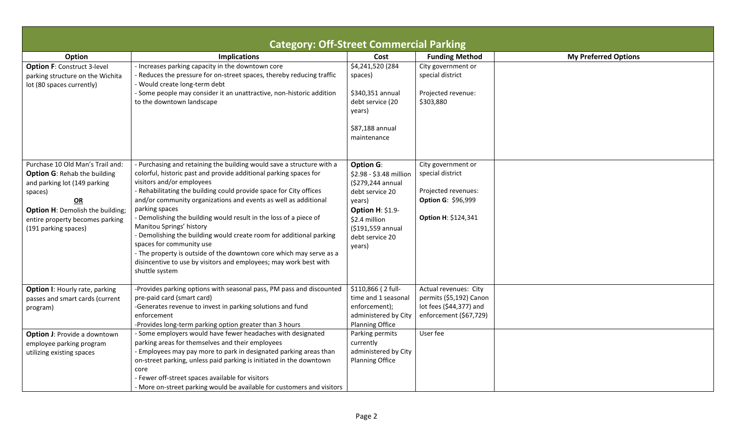## Category: Off-Street Commercial Parking

| Option | Implications | Cost | Funding Method | My Preferred Options |
|---|---|---|---|---|
| **Option F**: Construct 3-level parking structure on the Wichita lot (80 spaces currently) | - Increases parking capacity in the downtown core<br>- Reduces the pressure for on-street spaces, thereby reducing traffic<br>- Would create long-term debt<br>- Some people may consider it an unattractive, non-historic addition to the downtown landscape | \$4,241,520 (284 spaces)<br><br>\$340,351 annual debt service (20 years)<br><br>\$87,188 annual maintenance | City government or special district<br><br>Projected revenue: \$303,880 | |
| Purchase 10 Old Man's Trail and:<br>**Option G**: Rehab the building and parking lot (149 parking spaces)<br>**<u>OR</u>**<br>**Option H**: Demolish the building; entire property becomes parking (191 parking spaces) | - Purchasing and retaining the building would save a structure with a colorful, historic past and provide additional parking spaces for visitors and/or employees<br>- Rehabilitating the building could provide space for City offices and/or community organizations and events as well as additional parking spaces<br>- Demolishing the building would result in the loss of a piece of Manitou Springs' history<br>- Demolishing the building would create room for additional parking spaces for community use<br>- The property is outside of the downtown core which may serve as a disincentive to use by visitors and employees; may work best with shuttle system | **Option G**: \$2.98 - \$3.48 million (\$279,244 annual debt service 20 years)<br>**Option H**: \$1.9-\$2.4 million (\$191,559 annual debt service 20 years) | City government or special district<br><br>Projected revenues:<br>**Option G**: \$96,999<br><br>**Option H**: \$124,341 | |
| **Option I**: Hourly rate, parking passes and smart cards (current program) | -Provides parking options with seasonal pass, PM pass and discounted pre-paid card (smart card)<br>-Generates revenue to invest in parking solutions and fund enforcement<br>-Provides long-term parking option greater than 3 hours | \$110,866 ( 2 full-time and 1 seasonal enforcement); administered by City Planning Office | Actual revenues: City permits (\$5,192) Canon lot fees (\$44,377) and enforcement (\$67,729) | |
| **Option J**: Provide a downtown employee parking program utilizing existing spaces | - Some employers would have fewer headaches with designated parking areas for themselves and their employees<br>- Employees may pay more to park in designated parking areas than on-street parking, unless paid parking is initiated in the downtown core<br>- Fewer off-street spaces available for visitors<br>- More on-street parking would be available for customers and visitors | Parking permits currently administered by City Planning Office | User fee | |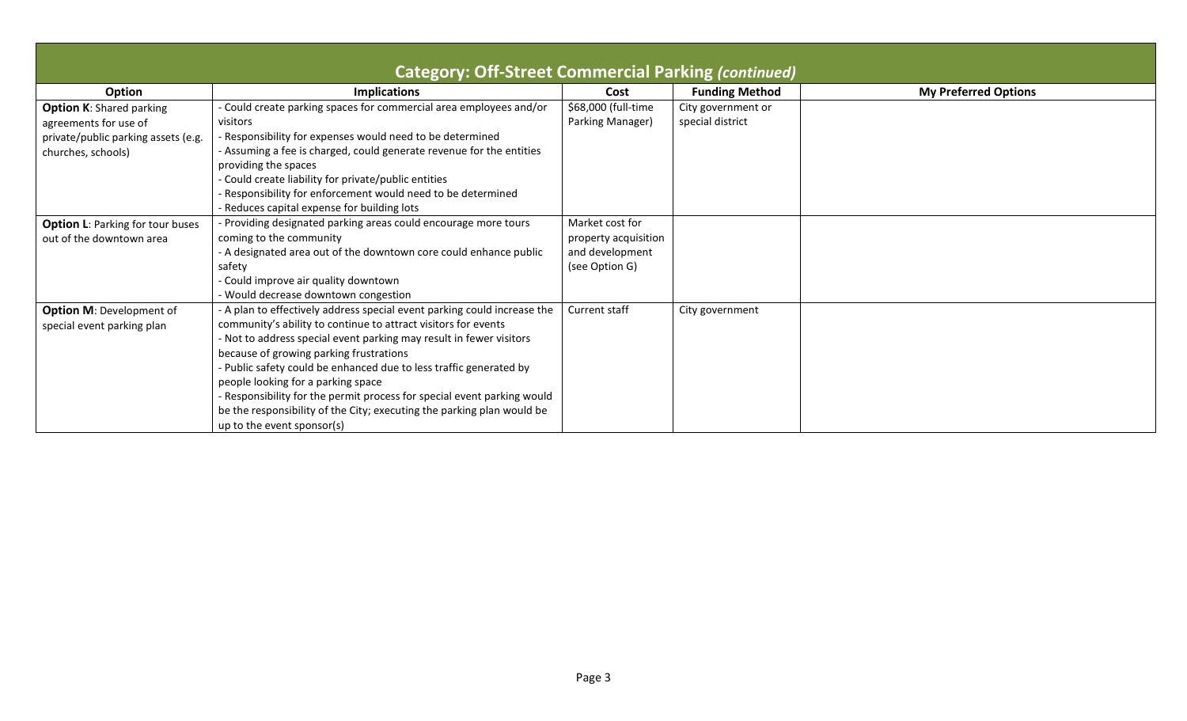## Category: Off-Street Commercial Parking *(continued)*

| Option | Implications | Cost | Funding Method | My Preferred Options |
|---|---|---|---|---|
| **Option K**: Shared parking agreements for use of private/public parking assets (e.g. churches, schools) | - Could create parking spaces for commercial area employees and/or visitors<br>- Responsibility for expenses would need to be determined<br>- Assuming a fee is charged, could generate revenue for the entities providing the spaces<br>- Could create liability for private/public entities<br>- Responsibility for enforcement would need to be determined<br>- Reduces capital expense for building lots | $68,000 (full-time Parking Manager) | City government or special district | |
| **Option L**: Parking for tour buses out of the downtown area | - Providing designated parking areas could encourage more tours coming to the community<br>- A designated area out of the downtown core could enhance public safety<br>- Could improve air quality downtown<br>- Would decrease downtown congestion | Market cost for property acquisition and development (see Option G) | | |
| **Option M**: Development of special event parking plan | - A plan to effectively address special event parking could increase the community's ability to continue to attract visitors for events<br>- Not to address special event parking may result in fewer visitors because of growing parking frustrations<br>- Public safety could be enhanced due to less traffic generated by people looking for a parking space<br>- Responsibility for the permit process for special event parking would be the responsibility of the City; executing the parking plan would be up to the event sponsor(s) | Current staff | City government | |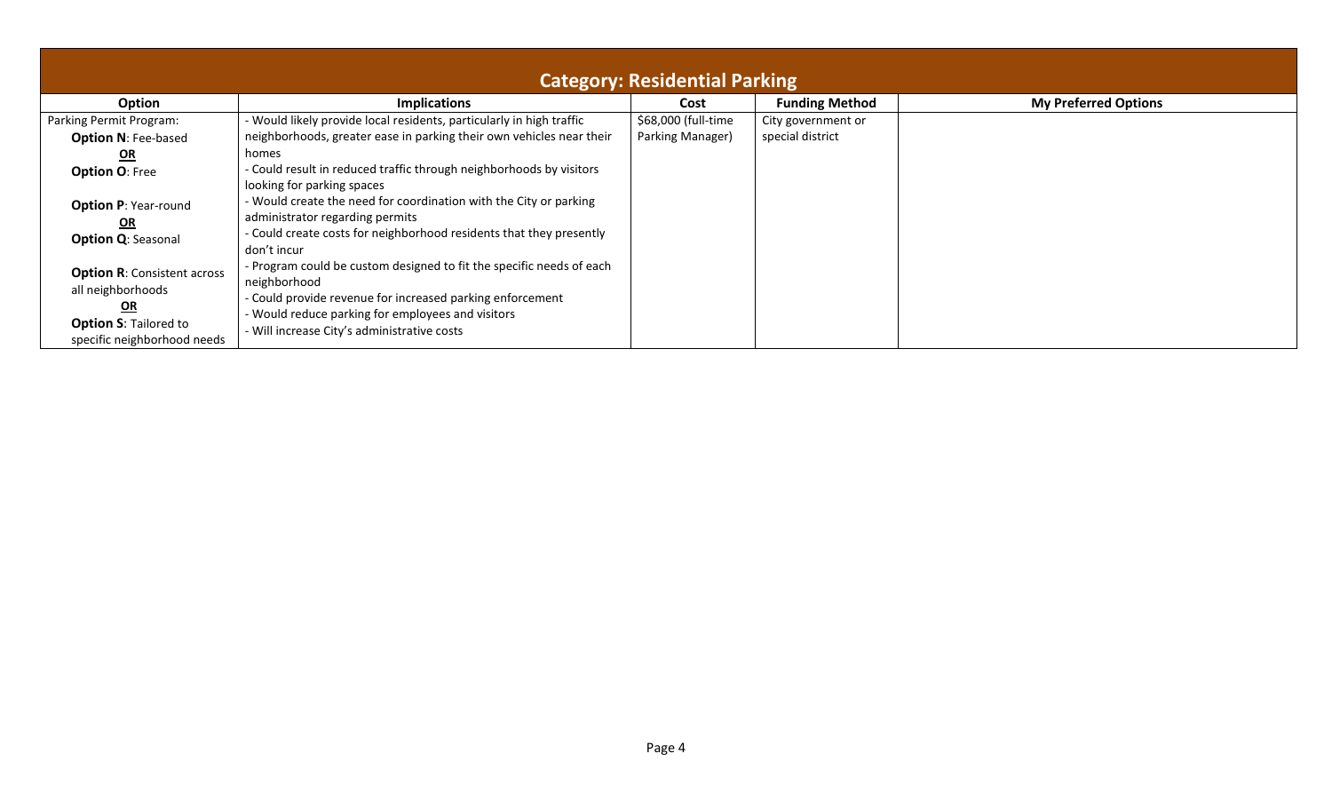| Category: Residential Parking | | | | |
|---|---|---|---|---|
| **Option** | **Implications** | **Cost** | **Funding Method** | **My Preferred Options** |
| Parking Permit Program:<br>**Option N**: Fee-based<br>**OR**<br>**Option O**: Free<br><br>**Option P**: Year-round<br>**OR**<br>**Option Q**: Seasonal<br><br>**Option R**: Consistent across all neighborhoods<br>**OR**<br>**Option S**: Tailored to specific neighborhood needs | - Would likely provide local residents, particularly in high traffic neighborhoods, greater ease in parking their own vehicles near their homes<br>- Could result in reduced traffic through neighborhoods by visitors looking for parking spaces<br>- Would create the need for coordination with the City or parking administrator regarding permits<br>- Could create costs for neighborhood residents that they presently don't incur<br>- Program could be custom designed to fit the specific needs of each neighborhood<br>- Could provide revenue for increased parking enforcement<br>- Would reduce parking for employees and visitors<br>- Will increase City's administrative costs | $68,000 (full-time Parking Manager) | City government or special district | |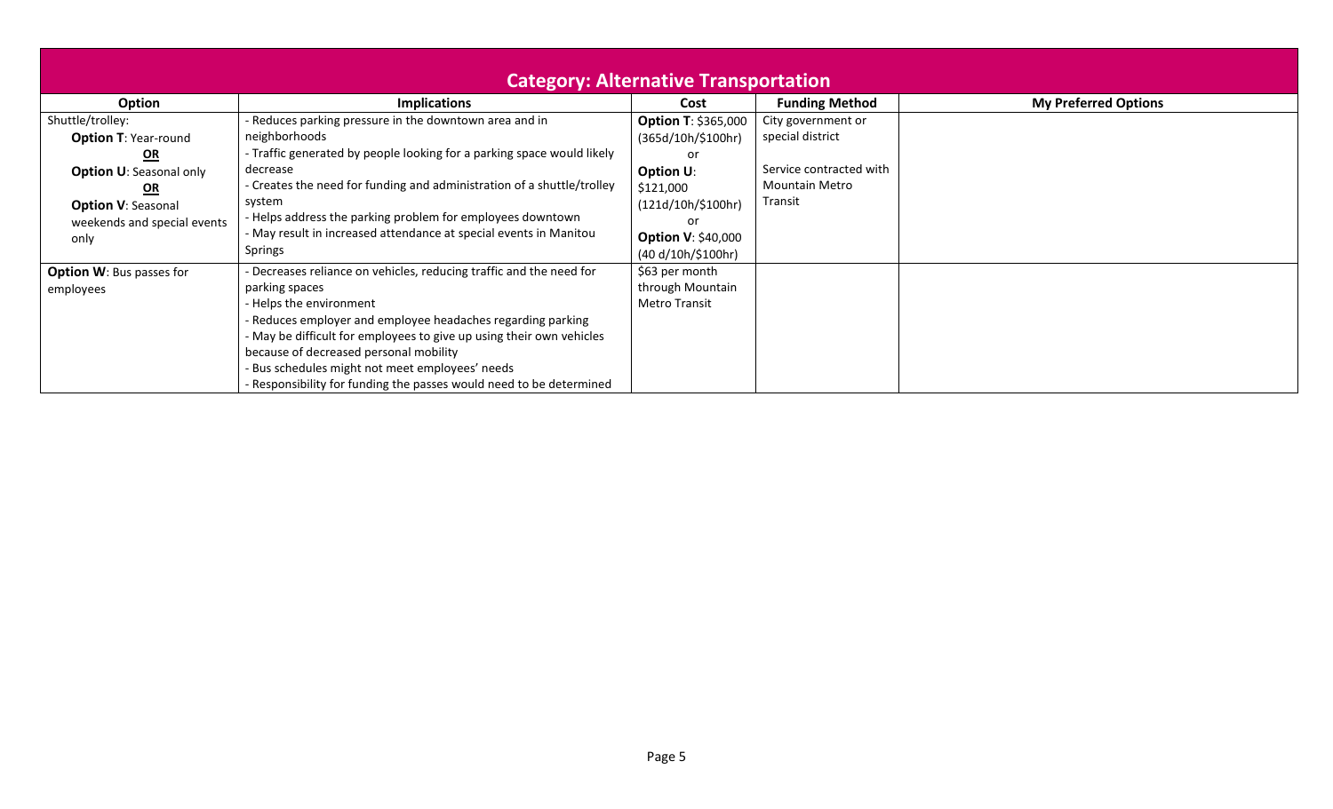## Category: Alternative Transportation

| Option | Implications | Cost | Funding Method | My Preferred Options |
|---|---|---|---|---|
| Shuttle/trolley: **Option T**: Year-round **OR** **Option U**: Seasonal only **OR** **Option V**: Seasonal weekends and special events only | - Reduces parking pressure in the downtown area and in neighborhoods<br>- Traffic generated by people looking for a parking space would likely decrease<br>- Creates the need for funding and administration of a shuttle/trolley system<br>- Helps address the parking problem for employees downtown<br>- May result in increased attendance at special events in Manitou Springs | **Option T**: $365,000 (365d/10h/$100hr) or **Option U**: $121,000 (121d/10h/$100hr) or **Option V**: $40,000 (40 d/10h/$100hr) | City government or special district<br><br>Service contracted with Mountain Metro Transit | |
| **Option W**: Bus passes for employees | - Decreases reliance on vehicles, reducing traffic and the need for parking spaces<br>- Helps the environment<br>- Reduces employer and employee headaches regarding parking<br>- May be difficult for employees to give up using their own vehicles because of decreased personal mobility<br>- Bus schedules might not meet employees' needs<br>- Responsibility for funding the passes would need to be determined | $63 per month through Mountain Metro Transit | | |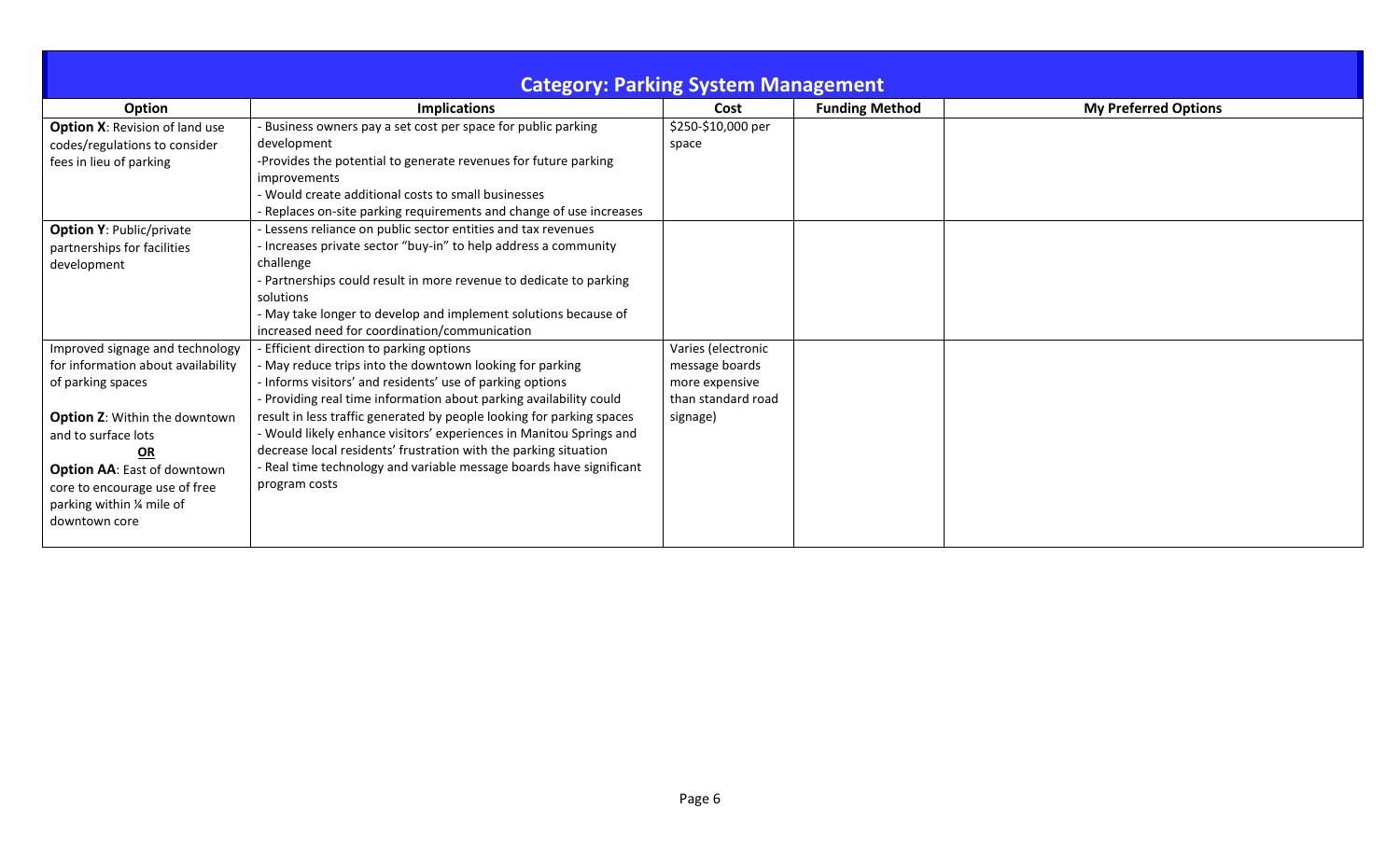## Category: Parking System Management

| Option | Implications | Cost | Funding Method | My Preferred Options |
|---|---|---|---|---|
| **Option X**: Revision of land use codes/regulations to consider fees in lieu of parking | - Business owners pay a set cost per space for public parking development<br>-Provides the potential to generate revenues for future parking improvements<br>- Would create additional costs to small businesses<br>- Replaces on-site parking requirements and change of use increases | $250-$10,000 per space | | |
| **Option Y**: Public/private partnerships for facilities development | - Lessens reliance on public sector entities and tax revenues<br>- Increases private sector "buy-in" to help address a community challenge<br>- Partnerships could result in more revenue to dedicate to parking solutions<br>- May take longer to develop and implement solutions because of increased need for coordination/communication | | | |
| Improved signage and technology for information about availability of parking spaces<br><br>**Option Z**: Within the downtown and to surface lots<br>**<u>OR</u>**<br>**Option AA**: East of downtown core to encourage use of free parking within ¼ mile of downtown core | - Efficient direction to parking options<br>- May reduce trips into the downtown looking for parking<br>- Informs visitors' and residents' use of parking options<br>- Providing real time information about parking availability could result in less traffic generated by people looking for parking spaces<br>- Would likely enhance visitors' experiences in Manitou Springs and decrease local residents' frustration with the parking situation<br>- Real time technology and variable message boards have significant program costs | Varies (electronic message boards more expensive than standard road signage) | | |